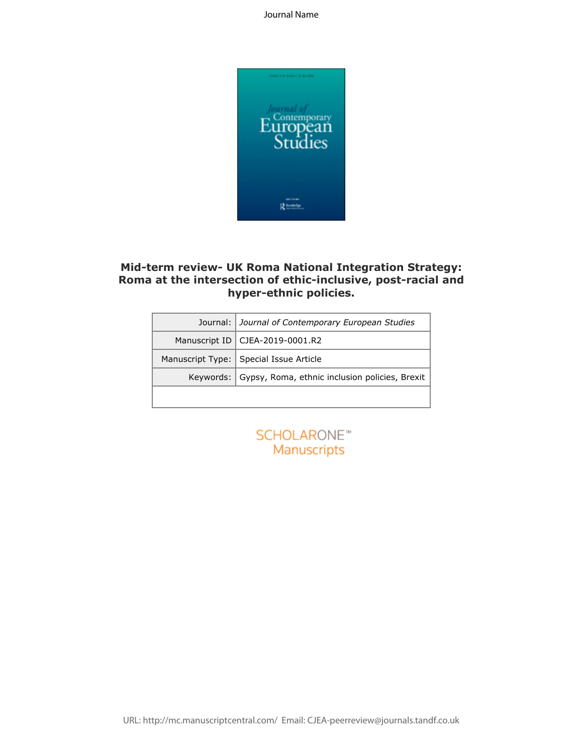Journal Name

**Mid-term review- UK Roma National Integration Strategy: Roma at the intersection of ethic-inclusive, post-racial and hyper-ethnic policies.**

| | |
|---|---|
| Journal: | *Journal of Contemporary European Studies* |
| Manuscript ID | CJEA-2019-0001.R2 |
| Manuscript Type: | Special Issue Article |
| Keywords: | Gypsy, Roma, ethnic inclusion policies, Brexit |
| | |

SCHOLARONE™
Manuscripts

URL: http://mc.manuscriptcentral.com/ Email: CJEA-peerreview@journals.tandf.co.uk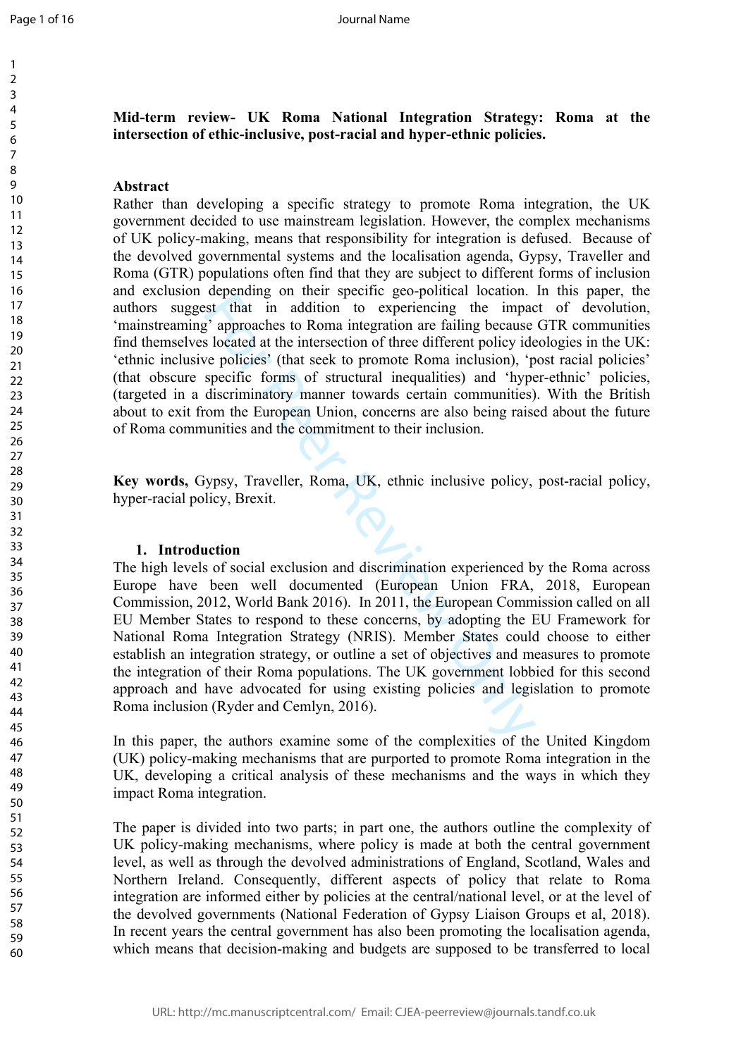**Mid-term review- UK Roma National Integration Strategy: Roma at the intersection of ethic-inclusive, post-racial and hyper-ethnic policies.**

## Abstract

Rather than developing a specific strategy to promote Roma integration, the UK government decided to use mainstream legislation. However, the complex mechanisms of UK policy-making, means that responsibility for integration is defused. Because of the devolved governmental systems and the localisation agenda, Gypsy, Traveller and Roma (GTR) populations often find that they are subject to different forms of inclusion and exclusion depending on their specific geo-political location. In this paper, the authors suggest that in addition to experiencing the impact of devolution, 'mainstreaming' approaches to Roma integration are failing because GTR communities find themselves located at the intersection of three different policy ideologies in the UK: 'ethnic inclusive policies' (that seek to promote Roma inclusion), 'post racial policies' (that obscure specific forms of structural inequalities) and 'hyper-ethnic' policies, (targeted in a discriminatory manner towards certain communities). With the British about to exit from the European Union, concerns are also being raised about the future of Roma communities and the commitment to their inclusion.

**Key words,** Gypsy, Traveller, Roma, UK, ethnic inclusive policy, post-racial policy, hyper-racial policy, Brexit.

## 1. Introduction

The high levels of social exclusion and discrimination experienced by the Roma across Europe have been well documented (European Union FRA, 2018, European Commission, 2012, World Bank 2016). In 2011, the European Commission called on all EU Member States to respond to these concerns, by adopting the EU Framework for National Roma Integration Strategy (NRIS). Member States could choose to either establish an integration strategy, or outline a set of objectives and measures to promote the integration of their Roma populations. The UK government lobbied for this second approach and have advocated for using existing policies and legislation to promote Roma inclusion (Ryder and Cemlyn, 2016).

In this paper, the authors examine some of the complexities of the United Kingdom (UK) policy-making mechanisms that are purported to promote Roma integration in the UK, developing a critical analysis of these mechanisms and the ways in which they impact Roma integration.

The paper is divided into two parts; in part one, the authors outline the complexity of UK policy-making mechanisms, where policy is made at both the central government level, as well as through the devolved administrations of England, Scotland, Wales and Northern Ireland. Consequently, different aspects of policy that relate to Roma integration are informed either by policies at the central/national level, or at the level of the devolved governments (National Federation of Gypsy Liaison Groups et al, 2018). In recent years the central government has also been promoting the localisation agenda, which means that decision-making and budgets are supposed to be transferred to local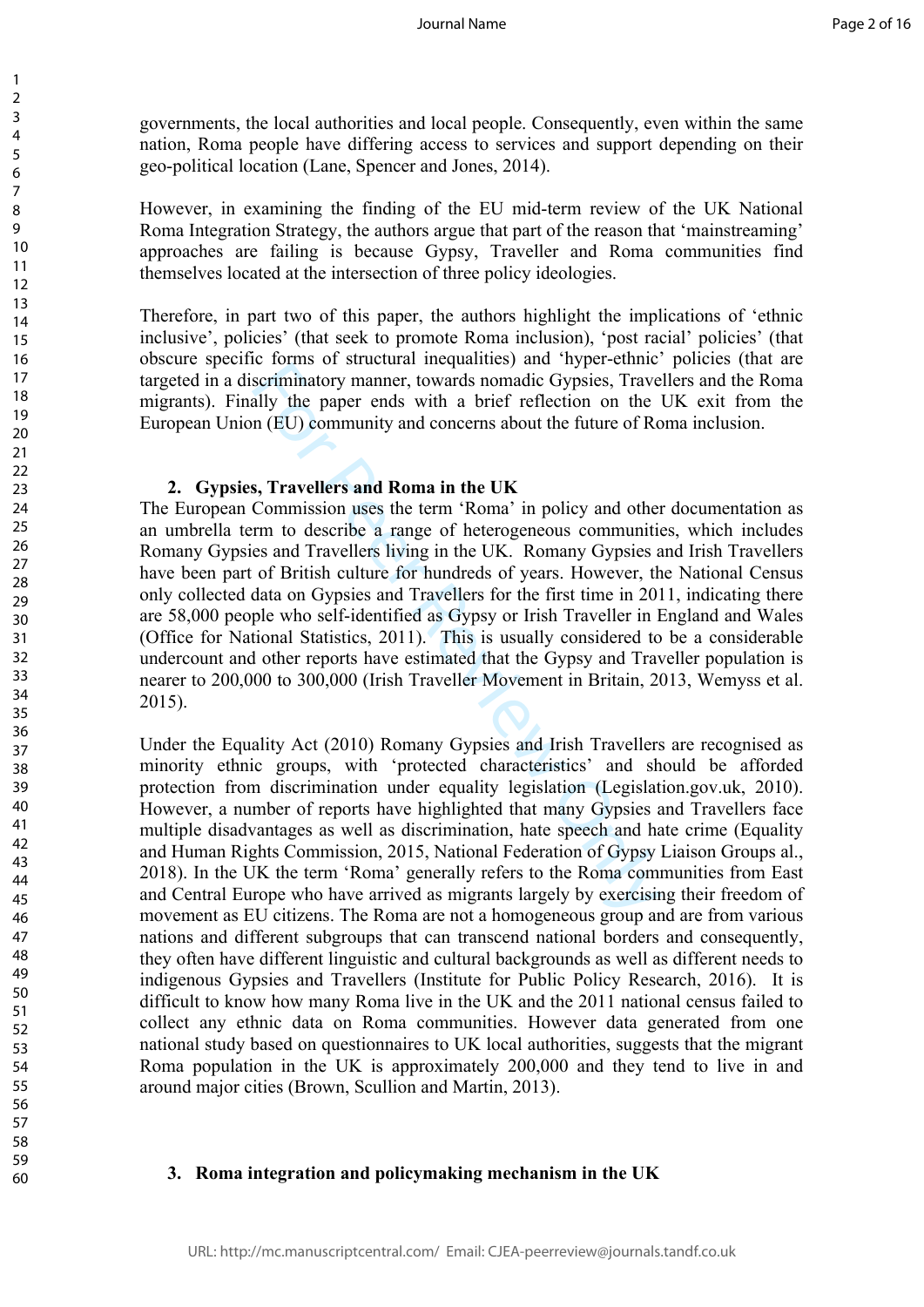governments, the local authorities and local people. Consequently, even within the same nation, Roma people have differing access to services and support depending on their geo-political location (Lane, Spencer and Jones, 2014).

However, in examining the finding of the EU mid-term review of the UK National Roma Integration Strategy, the authors argue that part of the reason that 'mainstreaming' approaches are failing is because Gypsy, Traveller and Roma communities find themselves located at the intersection of three policy ideologies.

Therefore, in part two of this paper, the authors highlight the implications of 'ethnic inclusive', policies' (that seek to promote Roma inclusion), 'post racial' policies' (that obscure specific forms of structural inequalities) and 'hyper-ethnic' policies (that are targeted in a discriminatory manner, towards nomadic Gypsies, Travellers and the Roma migrants). Finally the paper ends with a brief reflection on the UK exit from the European Union (EU) community and concerns about the future of Roma inclusion.

## 2. Gypsies, Travellers and Roma in the UK

The European Commission uses the term 'Roma' in policy and other documentation as an umbrella term to describe a range of heterogeneous communities, which includes Romany Gypsies and Travellers living in the UK. Romany Gypsies and Irish Travellers have been part of British culture for hundreds of years. However, the National Census only collected data on Gypsies and Travellers for the first time in 2011, indicating there are 58,000 people who self-identified as Gypsy or Irish Traveller in England and Wales (Office for National Statistics, 2011). This is usually considered to be a considerable undercount and other reports have estimated that the Gypsy and Traveller population is nearer to 200,000 to 300,000 (Irish Traveller Movement in Britain, 2013, Wemyss et al. 2015).

Under the Equality Act (2010) Romany Gypsies and Irish Travellers are recognised as minority ethnic groups, with 'protected characteristics' and should be afforded protection from discrimination under equality legislation (Legislation.gov.uk, 2010). However, a number of reports have highlighted that many Gypsies and Travellers face multiple disadvantages as well as discrimination, hate speech and hate crime (Equality and Human Rights Commission, 2015, National Federation of Gypsy Liaison Groups al., 2018). In the UK the term 'Roma' generally refers to the Roma communities from East and Central Europe who have arrived as migrants largely by exercising their freedom of movement as EU citizens. The Roma are not a homogeneous group and are from various nations and different subgroups that can transcend national borders and consequently, they often have different linguistic and cultural backgrounds as well as different needs to indigenous Gypsies and Travellers (Institute for Public Policy Research, 2016). It is difficult to know how many Roma live in the UK and the 2011 national census failed to collect any ethnic data on Roma communities. However data generated from one national study based on questionnaires to UK local authorities, suggests that the migrant Roma population in the UK is approximately 200,000 and they tend to live in and around major cities (Brown, Scullion and Martin, 2013).

## 3. Roma integration and policymaking mechanism in the UK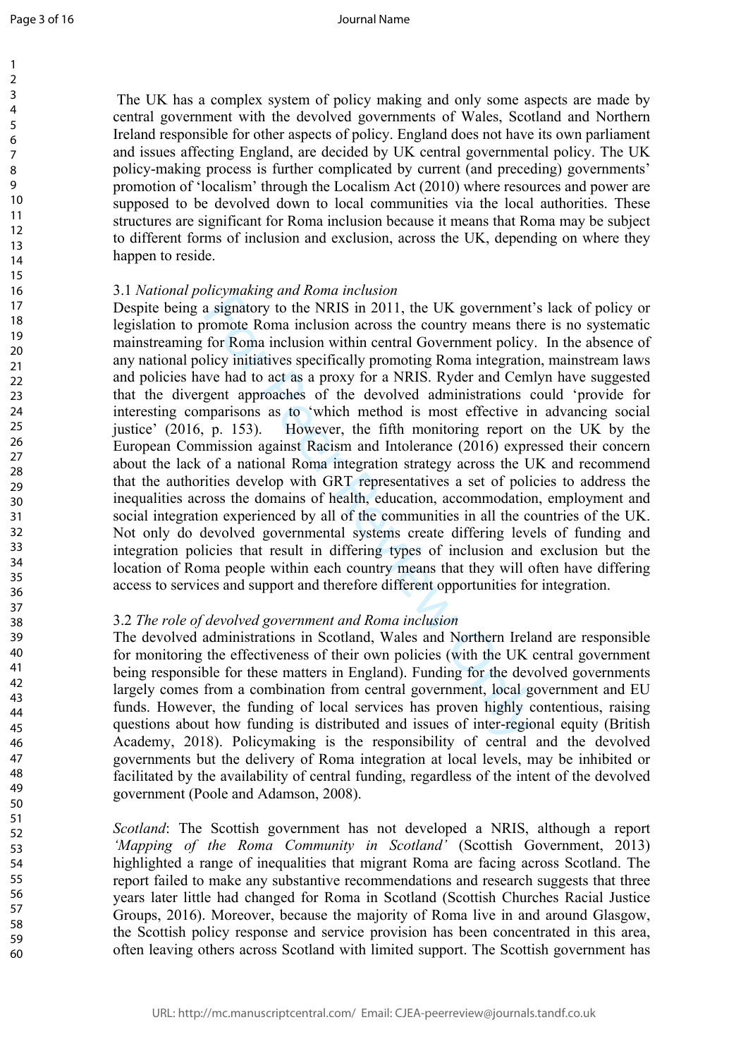The UK has a complex system of policy making and only some aspects are made by central government with the devolved governments of Wales, Scotland and Northern Ireland responsible for other aspects of policy. England does not have its own parliament and issues affecting England, are decided by UK central governmental policy. The UK policy-making process is further complicated by current (and preceding) governments' promotion of 'localism' through the Localism Act (2010) where resources and power are supposed to be devolved down to local communities via the local authorities. These structures are significant for Roma inclusion because it means that Roma may be subject to different forms of inclusion and exclusion, across the UK, depending on where they happen to reside.

3.1 *National policymaking and Roma inclusion*

Despite being a signatory to the NRIS in 2011, the UK government's lack of policy or legislation to promote Roma inclusion across the country means there is no systematic mainstreaming for Roma inclusion within central Government policy. In the absence of any national policy initiatives specifically promoting Roma integration, mainstream laws and policies have had to act as a proxy for a NRIS. Ryder and Cemlyn have suggested that the divergent approaches of the devolved administrations could 'provide for interesting comparisons as to 'which method is most effective in advancing social justice' (2016, p. 153). However, the fifth monitoring report on the UK by the European Commission against Racism and Intolerance (2016) expressed their concern about the lack of a national Roma integration strategy across the UK and recommend that the authorities develop with GRT representatives a set of policies to address the inequalities across the domains of health, education, accommodation, employment and social integration experienced by all of the communities in all the countries of the UK. Not only do devolved governmental systems create differing levels of funding and integration policies that result in differing types of inclusion and exclusion but the location of Roma people within each country means that they will often have differing access to services and support and therefore different opportunities for integration.

3.2 *The role of devolved government and Roma inclusion*

The devolved administrations in Scotland, Wales and Northern Ireland are responsible for monitoring the effectiveness of their own policies (with the UK central government being responsible for these matters in England). Funding for the devolved governments largely comes from a combination from central government, local government and EU funds. However, the funding of local services has proven highly contentious, raising questions about how funding is distributed and issues of inter-regional equity (British Academy, 2018). Policymaking is the responsibility of central and the devolved governments but the delivery of Roma integration at local levels, may be inhibited or facilitated by the availability of central funding, regardless of the intent of the devolved government (Poole and Adamson, 2008).

*Scotland*: The Scottish government has not developed a NRIS, although a report *'Mapping of the Roma Community in Scotland'* (Scottish Government, 2013) highlighted a range of inequalities that migrant Roma are facing across Scotland. The report failed to make any substantive recommendations and research suggests that three years later little had changed for Roma in Scotland (Scottish Churches Racial Justice Groups, 2016). Moreover, because the majority of Roma live in and around Glasgow, the Scottish policy response and service provision has been concentrated in this area, often leaving others across Scotland with limited support. The Scottish government has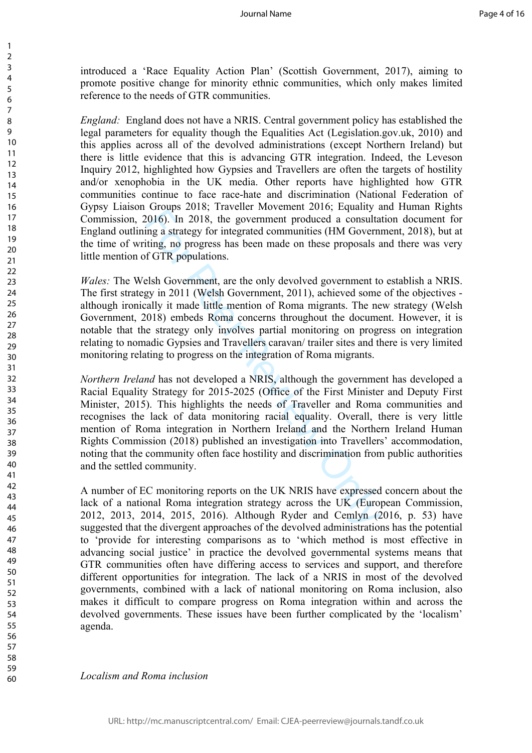introduced a 'Race Equality Action Plan' (Scottish Government, 2017), aiming to promote positive change for minority ethnic communities, which only makes limited reference to the needs of GTR communities.

*England:* England does not have a NRIS. Central government policy has established the legal parameters for equality though the Equalities Act (Legislation.gov.uk, 2010) and this applies across all of the devolved administrations (except Northern Ireland) but there is little evidence that this is advancing GTR integration. Indeed, the Leveson Inquiry 2012, highlighted how Gypsies and Travellers are often the targets of hostility and/or xenophobia in the UK media. Other reports have highlighted how GTR communities continue to face race-hate and discrimination (National Federation of Gypsy Liaison Groups 2018; Traveller Movement 2016; Equality and Human Rights Commission, 2016). In 2018, the government produced a consultation document for England outlining a strategy for integrated communities (HM Government, 2018), but at the time of writing, no progress has been made on these proposals and there was very little mention of GTR populations.

*Wales:* The Welsh Government, are the only devolved government to establish a NRIS. The first strategy in 2011 (Welsh Government, 2011), achieved some of the objectives - although ironically it made little mention of Roma migrants. The new strategy (Welsh Government, 2018) embeds Roma concerns throughout the document. However, it is notable that the strategy only involves partial monitoring on progress on integration relating to nomadic Gypsies and Travellers caravan/ trailer sites and there is very limited monitoring relating to progress on the integration of Roma migrants.

*Northern Ireland* has not developed a NRIS, although the government has developed a Racial Equality Strategy for 2015-2025 (Office of the First Minister and Deputy First Minister, 2015). This highlights the needs of Traveller and Roma communities and recognises the lack of data monitoring racial equality. Overall, there is very little mention of Roma integration in Northern Ireland and the Northern Ireland Human Rights Commission (2018) published an investigation into Travellers' accommodation, noting that the community often face hostility and discrimination from public authorities and the settled community.

A number of EC monitoring reports on the UK NRIS have expressed concern about the lack of a national Roma integration strategy across the UK (European Commission, 2012, 2013, 2014, 2015, 2016). Although Ryder and Cemlyn (2016, p. 53) have suggested that the divergent approaches of the devolved administrations has the potential to 'provide for interesting comparisons as to 'which method is most effective in advancing social justice' in practice the devolved governmental systems means that GTR communities often have differing access to services and support, and therefore different opportunities for integration. The lack of a NRIS in most of the devolved governments, combined with a lack of national monitoring on Roma inclusion, also makes it difficult to compare progress on Roma integration within and across the devolved governments. These issues have been further complicated by the 'localism' agenda.

*Localism and Roma inclusion*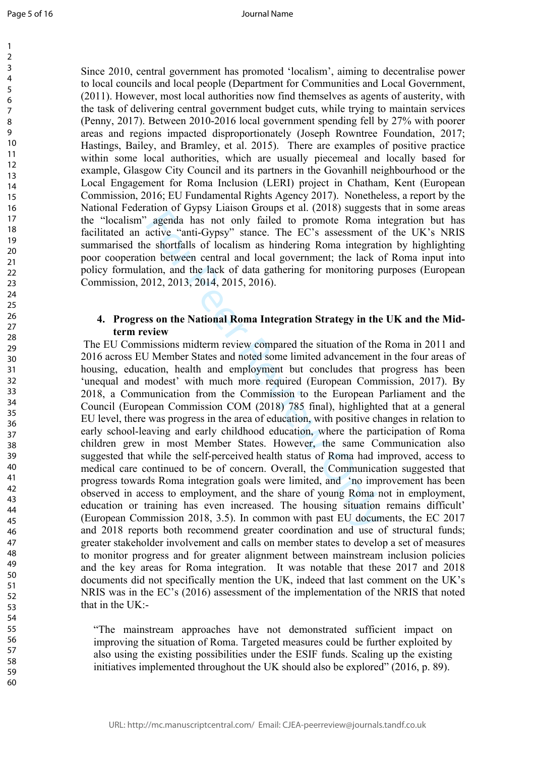Since 2010, central government has promoted 'localism', aiming to decentralise power to local councils and local people (Department for Communities and Local Government, (2011). However, most local authorities now find themselves as agents of austerity, with the task of delivering central government budget cuts, while trying to maintain services (Penny, 2017). Between 2010-2016 local government spending fell by 27% with poorer areas and regions impacted disproportionately (Joseph Rowntree Foundation, 2017; Hastings, Bailey, and Bramley, et al. 2015). There are examples of positive practice within some local authorities, which are usually piecemeal and locally based for example, Glasgow City Council and its partners in the Govanhill neighbourhood or the Local Engagement for Roma Inclusion (LERI) project in Chatham, Kent (European Commission, 2016; EU Fundamental Rights Agency 2017). Nonetheless, a report by the National Federation of Gypsy Liaison Groups et al. (2018) suggests that in some areas the "localism" agenda has not only failed to promote Roma integration but has facilitated an active "anti-Gypsy" stance. The EC's assessment of the UK's NRIS summarised the shortfalls of localism as hindering Roma integration by highlighting poor cooperation between central and local government; the lack of Roma input into policy formulation, and the lack of data gathering for monitoring purposes (European Commission, 2012, 2013, 2014, 2015, 2016).

## 4. Progress on the National Roma Integration Strategy in the UK and the Mid-term review

The EU Commissions midterm review compared the situation of the Roma in 2011 and 2016 across EU Member States and noted some limited advancement in the four areas of housing, education, health and employment but concludes that progress has been 'unequal and modest' with much more required (European Commission, 2017). By 2018, a Communication from the Commission to the European Parliament and the Council (European Commission COM (2018) 785 final), highlighted that at a general EU level, there was progress in the area of education, with positive changes in relation to early school-leaving and early childhood education, where the participation of Roma children grew in most Member States. However, the same Communication also suggested that while the self-perceived health status of Roma had improved, access to medical care continued to be of concern. Overall, the Communication suggested that progress towards Roma integration goals were limited, and 'no improvement has been observed in access to employment, and the share of young Roma not in employment, education or training has even increased. The housing situation remains difficult' (European Commission 2018, 3.5). In common with past EU documents, the EC 2017 and 2018 reports both recommend greater coordination and use of structural funds; greater stakeholder involvement and calls on member states to develop a set of measures to monitor progress and for greater alignment between mainstream inclusion policies and the key areas for Roma integration. It was notable that these 2017 and 2018 documents did not specifically mention the UK, indeed that last comment on the UK's NRIS was in the EC's (2016) assessment of the implementation of the NRIS that noted that in the UK:-

> "The mainstream approaches have not demonstrated sufficient impact on improving the situation of Roma. Targeted measures could be further exploited by also using the existing possibilities under the ESIF funds. Scaling up the existing initiatives implemented throughout the UK should also be explored" (2016, p. 89).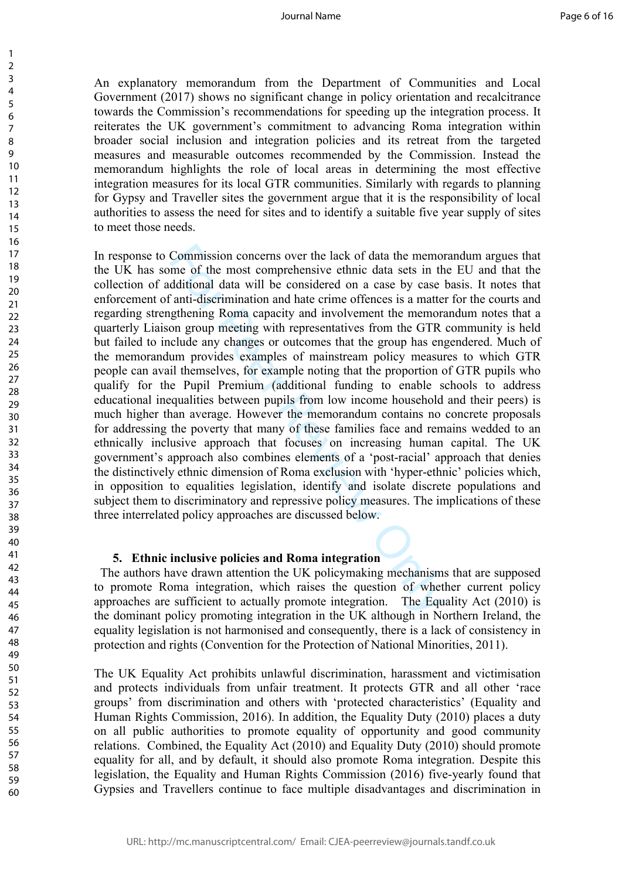An explanatory memorandum from the Department of Communities and Local Government (2017) shows no significant change in policy orientation and recalcitrance towards the Commission's recommendations for speeding up the integration process. It reiterates the UK government's commitment to advancing Roma integration within broader social inclusion and integration policies and its retreat from the targeted measures and measurable outcomes recommended by the Commission. Instead the memorandum highlights the role of local areas in determining the most effective integration measures for its local GTR communities. Similarly with regards to planning for Gypsy and Traveller sites the government argue that it is the responsibility of local authorities to assess the need for sites and to identify a suitable five year supply of sites to meet those needs.

In response to Commission concerns over the lack of data the memorandum argues that the UK has some of the most comprehensive ethnic data sets in the EU and that the collection of additional data will be considered on a case by case basis. It notes that enforcement of anti-discrimination and hate crime offences is a matter for the courts and regarding strengthening Roma capacity and involvement the memorandum notes that a quarterly Liaison group meeting with representatives from the GTR community is held but failed to include any changes or outcomes that the group has engendered. Much of the memorandum provides examples of mainstream policy measures to which GTR people can avail themselves, for example noting that the proportion of GTR pupils who qualify for the Pupil Premium (additional funding to enable schools to address educational inequalities between pupils from low income household and their peers) is much higher than average. However the memorandum contains no concrete proposals for addressing the poverty that many of these families face and remains wedded to an ethnically inclusive approach that focuses on increasing human capital. The UK government's approach also combines elements of a 'post-racial' approach that denies the distinctively ethnic dimension of Roma exclusion with 'hyper-ethnic' policies which, in opposition to equalities legislation, identify and isolate discrete populations and subject them to discriminatory and repressive policy measures. The implications of these three interrelated policy approaches are discussed below.

## 5. Ethnic inclusive policies and Roma integration

The authors have drawn attention the UK policymaking mechanisms that are supposed to promote Roma integration, which raises the question of whether current policy approaches are sufficient to actually promote integration. The Equality Act (2010) is the dominant policy promoting integration in the UK although in Northern Ireland, the equality legislation is not harmonised and consequently, there is a lack of consistency in protection and rights (Convention for the Protection of National Minorities, 2011).

The UK Equality Act prohibits unlawful discrimination, harassment and victimisation and protects individuals from unfair treatment. It protects GTR and all other 'race groups' from discrimination and others with 'protected characteristics' (Equality and Human Rights Commission, 2016). In addition, the Equality Duty (2010) places a duty on all public authorities to promote equality of opportunity and good community relations. Combined, the Equality Act (2010) and Equality Duty (2010) should promote equality for all, and by default, it should also promote Roma integration. Despite this legislation, the Equality and Human Rights Commission (2016) five-yearly found that Gypsies and Travellers continue to face multiple disadvantages and discrimination in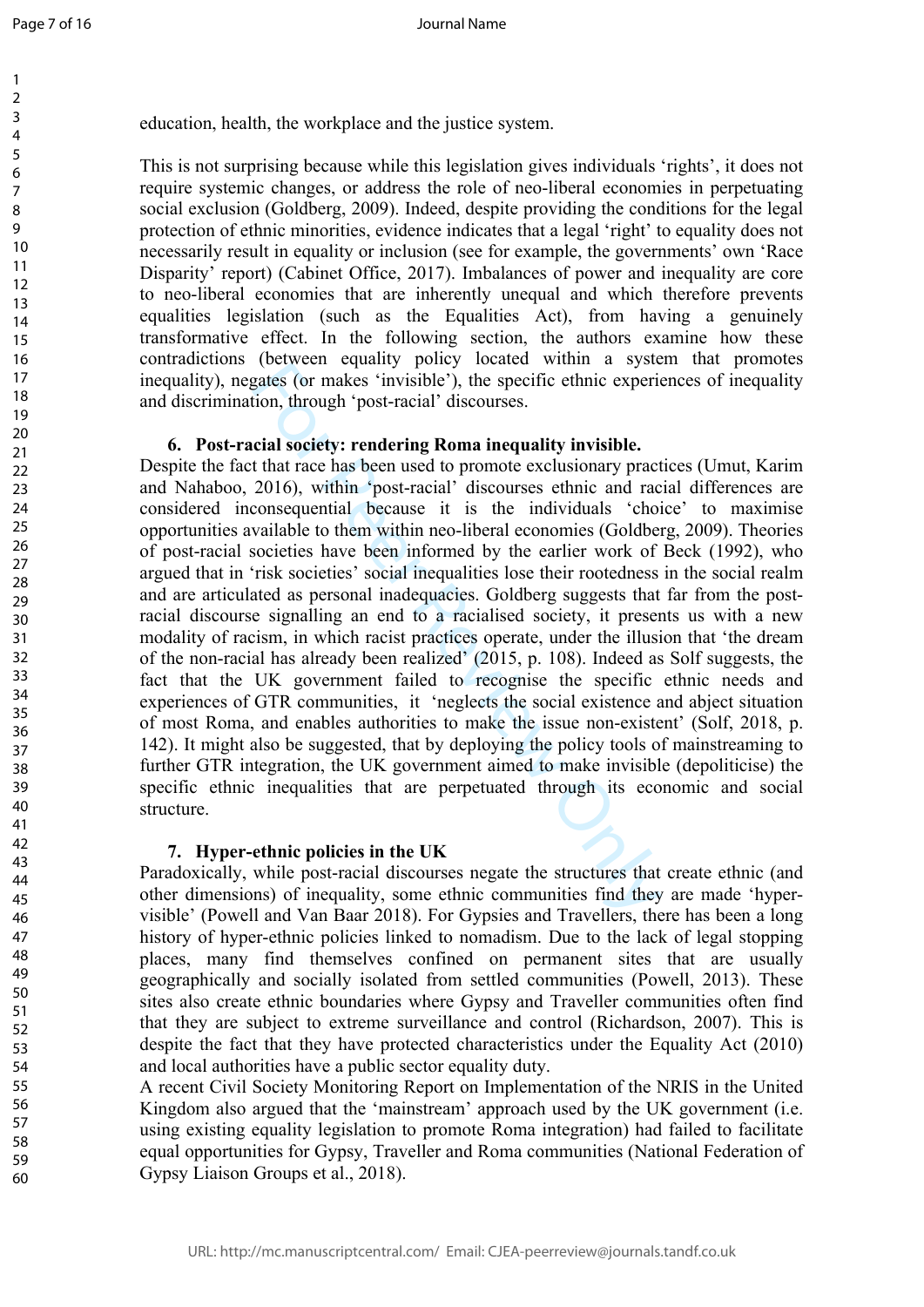education, health, the workplace and the justice system.

This is not surprising because while this legislation gives individuals 'rights', it does not require systemic changes, or address the role of neo-liberal economies in perpetuating social exclusion (Goldberg, 2009). Indeed, despite providing the conditions for the legal protection of ethnic minorities, evidence indicates that a legal 'right' to equality does not necessarily result in equality or inclusion (see for example, the governments' own 'Race Disparity' report) (Cabinet Office, 2017). Imbalances of power and inequality are core to neo-liberal economies that are inherently unequal and which therefore prevents equalities legislation (such as the Equalities Act), from having a genuinely transformative effect. In the following section, the authors examine how these contradictions (between equality policy located within a system that promotes inequality), negates (or makes 'invisible'), the specific ethnic experiences of inequality and discrimination, through 'post-racial' discourses.

## 6. Post-racial society: rendering Roma inequality invisible.

Despite the fact that race has been used to promote exclusionary practices (Umut, Karim and Nahaboo, 2016), within 'post-racial' discourses ethnic and racial differences are considered inconsequential because it is the individuals 'choice' to maximise opportunities available to them within neo-liberal economies (Goldberg, 2009). Theories of post-racial societies have been informed by the earlier work of Beck (1992), who argued that in 'risk societies' social inequalities lose their rootedness in the social realm and are articulated as personal inadequacies. Goldberg suggests that far from the post-racial discourse signalling an end to a racialised society, it presents us with a new modality of racism, in which racist practices operate, under the illusion that 'the dream of the non-racial has already been realized' (2015, p. 108). Indeed as Solf suggests, the fact that the UK government failed to recognise the specific ethnic needs and experiences of GTR communities, it 'neglects the social existence and abject situation of most Roma, and enables authorities to make the issue non-existent' (Solf, 2018, p. 142). It might also be suggested, that by deploying the policy tools of mainstreaming to further GTR integration, the UK government aimed to make invisible (depoliticise) the specific ethnic inequalities that are perpetuated through its economic and social structure.

## 7. Hyper-ethnic policies in the UK

Paradoxically, while post-racial discourses negate the structures that create ethnic (and other dimensions) of inequality, some ethnic communities find they are made 'hyper-visible' (Powell and Van Baar 2018). For Gypsies and Travellers, there has been a long history of hyper-ethnic policies linked to nomadism. Due to the lack of legal stopping places, many find themselves confined on permanent sites that are usually geographically and socially isolated from settled communities (Powell, 2013). These sites also create ethnic boundaries where Gypsy and Traveller communities often find that they are subject to extreme surveillance and control (Richardson, 2007). This is despite the fact that they have protected characteristics under the Equality Act (2010) and local authorities have a public sector equality duty.

A recent Civil Society Monitoring Report on Implementation of the NRIS in the United Kingdom also argued that the 'mainstream' approach used by the UK government (i.e. using existing equality legislation to promote Roma integration) had failed to facilitate equal opportunities for Gypsy, Traveller and Roma communities (National Federation of Gypsy Liaison Groups et al., 2018).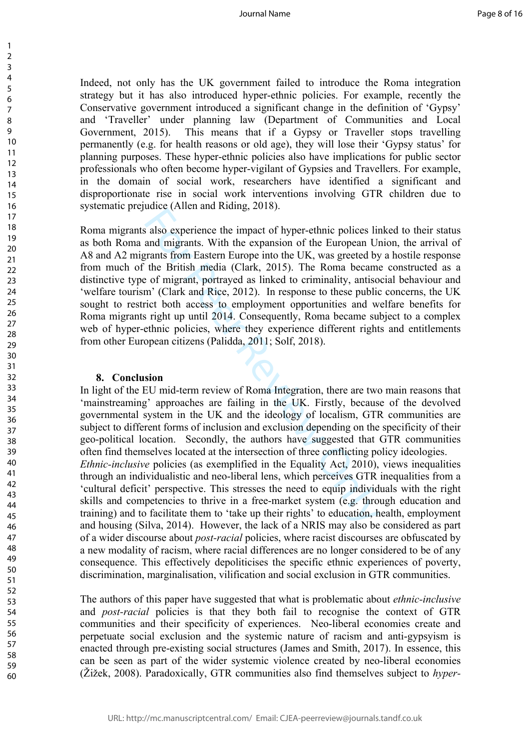Indeed, not only has the UK government failed to introduce the Roma integration strategy but it has also introduced hyper-ethnic policies. For example, recently the Conservative government introduced a significant change in the definition of 'Gypsy' and 'Traveller' under planning law (Department of Communities and Local Government, 2015). This means that if a Gypsy or Traveller stops travelling permanently (e.g. for health reasons or old age), they will lose their 'Gypsy status' for planning purposes. These hyper-ethnic policies also have implications for public sector professionals who often become hyper-vigilant of Gypsies and Travellers. For example, in the domain of social work, researchers have identified a significant and disproportionate rise in social work interventions involving GTR children due to systematic prejudice (Allen and Riding, 2018).

Roma migrants also experience the impact of hyper-ethnic polices linked to their status as both Roma and migrants. With the expansion of the European Union, the arrival of A8 and A2 migrants from Eastern Europe into the UK, was greeted by a hostile response from much of the British media (Clark, 2015). The Roma became constructed as a distinctive type of migrant, portrayed as linked to criminality, antisocial behaviour and 'welfare tourism' (Clark and Rice, 2012). In response to these public concerns, the UK sought to restrict both access to employment opportunities and welfare benefits for Roma migrants right up until 2014. Consequently, Roma became subject to a complex web of hyper-ethnic policies, where they experience different rights and entitlements from other European citizens (Palidda, 2011; Solf, 2018).

## 8. Conclusion

In light of the EU mid-term review of Roma Integration, there are two main reasons that 'mainstreaming' approaches are failing in the UK. Firstly, because of the devolved governmental system in the UK and the ideology of localism, GTR communities are subject to different forms of inclusion and exclusion depending on the specificity of their geo-political location. Secondly, the authors have suggested that GTR communities often find themselves located at the intersection of three conflicting policy ideologies. *Ethnic-inclusive* policies (as exemplified in the Equality Act, 2010), views inequalities through an individualistic and neo-liberal lens, which perceives GTR inequalities from a 'cultural deficit' perspective. This stresses the need to equip individuals with the right skills and competencies to thrive in a free-market system (e.g. through education and training) and to facilitate them to 'take up their rights' to education, health, employment and housing (Silva, 2014). However, the lack of a NRIS may also be considered as part of a wider discourse about *post-racial* policies, where racist discourses are obfuscated by a new modality of racism, where racial differences are no longer considered to be of any consequence. This effectively depoliticises the specific ethnic experiences of poverty, discrimination, marginalisation, vilification and social exclusion in GTR communities.

The authors of this paper have suggested that what is problematic about *ethnic-inclusive* and *post-racial* policies is that they both fail to recognise the context of GTR communities and their specificity of experiences. Neo-liberal economies create and perpetuate social exclusion and the systemic nature of racism and anti-gypsyism is enacted through pre-existing social structures (James and Smith, 2017). In essence, this can be seen as part of the wider systemic violence created by neo-liberal economies (Žižek, 2008). Paradoxically, GTR communities also find themselves subject to *hyper-*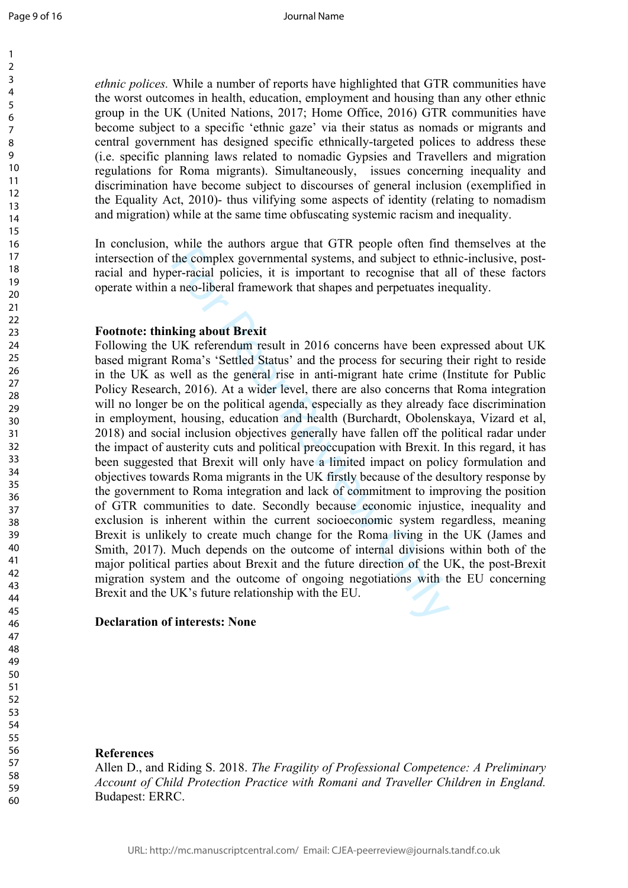*ethnic polices.* While a number of reports have highlighted that GTR communities have the worst outcomes in health, education, employment and housing than any other ethnic group in the UK (United Nations, 2017; Home Office, 2016) GTR communities have become subject to a specific 'ethnic gaze' via their status as nomads or migrants and central government has designed specific ethnically-targeted polices to address these (i.e. specific planning laws related to nomadic Gypsies and Travellers and migration regulations for Roma migrants). Simultaneously, issues concerning inequality and discrimination have become subject to discourses of general inclusion (exemplified in the Equality Act, 2010)- thus vilifying some aspects of identity (relating to nomadism and migration) while at the same time obfuscating systemic racism and inequality.

In conclusion, while the authors argue that GTR people often find themselves at the intersection of the complex governmental systems, and subject to ethnic-inclusive, post-racial and hyper-racial policies, it is important to recognise that all of these factors operate within a neo-liberal framework that shapes and perpetuates inequality.

**Footnote: thinking about Brexit**

Following the UK referendum result in 2016 concerns have been expressed about UK based migrant Roma's 'Settled Status' and the process for securing their right to reside in the UK as well as the general rise in anti-migrant hate crime (Institute for Public Policy Research, 2016). At a wider level, there are also concerns that Roma integration will no longer be on the political agenda, especially as they already face discrimination in employment, housing, education and health (Burchardt, Obolenskaya, Vizard et al, 2018) and social inclusion objectives generally have fallen off the political radar under the impact of austerity cuts and political preoccupation with Brexit. In this regard, it has been suggested that Brexit will only have a limited impact on policy formulation and objectives towards Roma migrants in the UK firstly because of the desultory response by the government to Roma integration and lack of commitment to improving the position of GTR communities to date. Secondly because economic injustice, inequality and exclusion is inherent within the current socioeconomic system regardless, meaning Brexit is unlikely to create much change for the Roma living in the UK (James and Smith, 2017). Much depends on the outcome of internal divisions within both of the major political parties about Brexit and the future direction of the UK, the post-Brexit migration system and the outcome of ongoing negotiations with the EU concerning Brexit and the UK's future relationship with the EU.

**Declaration of interests: None**

**References**

Allen D., and Riding S. 2018. *The Fragility of Professional Competence: A Preliminary Account of Child Protection Practice with Romani and Traveller Children in England.* Budapest: ERRC.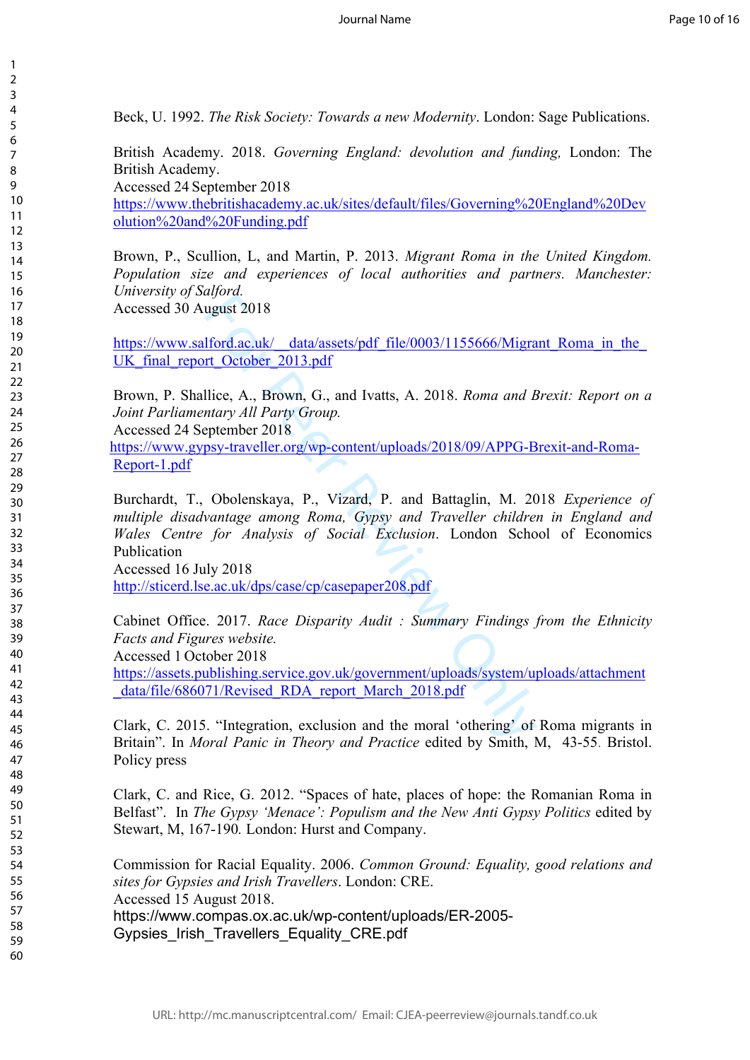Beck, U. 1992. *The Risk Society: Towards a new Modernity*. London: Sage Publications.

British Academy. 2018. *Governing England: devolution and funding,* London: The British Academy.
Accessed 24 September 2018
https://www.thebritishacademy.ac.uk/sites/default/files/Governing%20England%20Devolution%20and%20Funding.pdf

Brown, P., Scullion, L, and Martin, P. 2013. *Migrant Roma in the United Kingdom. Population size and experiences of local authorities and partners. Manchester: University of Salford.*
Accessed 30 August 2018

https://www.salford.ac.uk/__data/assets/pdf_file/0003/1155666/Migrant_Roma_in_the_UK_final_report_October_2013.pdf

Brown, P. Shallice, A., Brown, G., and Ivatts, A. 2018. *Roma and Brexit: Report on a Joint Parliamentary All Party Group.*
Accessed 24 September 2018
https://www.gypsy-traveller.org/wp-content/uploads/2018/09/APPG-Brexit-and-Roma-Report-1.pdf

Burchardt, T., Obolenskaya, P., Vizard, P. and Battaglin, M. 2018 *Experience of multiple disadvantage among Roma, Gypsy and Traveller children in England and Wales Centre for Analysis of Social Exclusion*. London School of Economics Publication
Accessed 16 July 2018
http://sticerd.lse.ac.uk/dps/case/cp/casepaper208.pdf

Cabinet Office. 2017. *Race Disparity Audit : Summary Findings from the Ethnicity Facts and Figures website.*
Accessed 1 October 2018
https://assets.publishing.service.gov.uk/government/uploads/system/uploads/attachment_data/file/686071/Revised_RDA_report_March_2018.pdf

Clark, C. 2015. "Integration, exclusion and the moral 'othering' of Roma migrants in Britain". In *Moral Panic in Theory and Practice* edited by Smith, M, 43-55. Bristol. Policy press

Clark, C. and Rice, G. 2012. "Spaces of hate, places of hope: the Romanian Roma in Belfast". In *The Gypsy 'Menace': Populism and the New Anti Gypsy Politics* edited by Stewart, M, 167-190. London: Hurst and Company.

Commission for Racial Equality. 2006. *Common Ground: Equality, good relations and sites for Gypsies and Irish Travellers*. London: CRE.
Accessed 15 August 2018.
https://www.compas.ox.ac.uk/wp-content/uploads/ER-2005-Gypsies_Irish_Travellers_Equality_CRE.pdf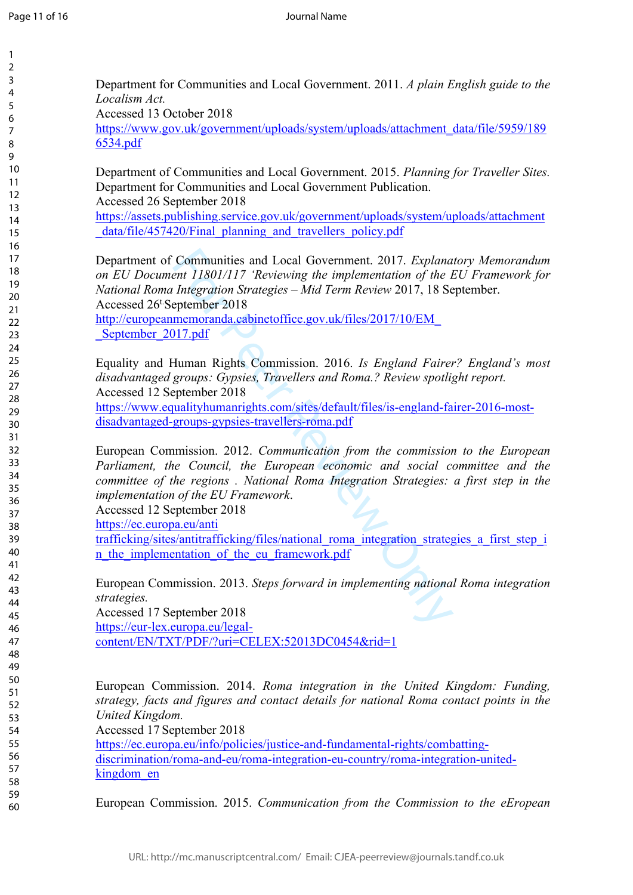Department for Communities and Local Government. 2011. *A plain English guide to the Localism Act.*
Accessed 13 October 2018
https://www.gov.uk/government/uploads/system/uploads/attachment_data/file/5959/1896534.pdf

Department of Communities and Local Government. 2015. *Planning for Traveller Sites.* Department for Communities and Local Government Publication.
Accessed 26 September 2018
https://assets.publishing.service.gov.uk/government/uploads/system/uploads/attachment_data/file/457420/Final_planning_and_travellers_policy.pdf

Department of Communities and Local Government. 2017. *Explanatory Memorandum on EU Document 11801/117 'Reviewing the implementation of the EU Framework for National Roma Integration Strategies – Mid Term Review* 2017, 18 September.
Accessed 26t September 2018
http://europeanmemoranda.cabinetoffice.gov.uk/files/2017/10/EM_September_2017.pdf

Equality and Human Rights Commission. 2016. *Is England Fairer? England's most disadvantaged groups: Gypsies, Travellers and Roma.? Review spotlight report.*
Accessed 12 September 2018
https://www.equalityhumanrights.com/sites/default/files/is-england-fairer-2016-most-disadvantaged-groups-gypsies-travellers-roma.pdf

European Commission. 2012. *Communication from the commission to the European Parliament, the Council, the European economic and social committee and the committee of the regions . National Roma Integration Strategies: a first step in the implementation of the EU Framework*.
Accessed 12 September 2018
https://ec.europa.eu/anti trafficking/sites/antitrafficking/files/national_roma_integration_strategies_a_first_step_in_the_implementation_of_the_eu_framework.pdf

European Commission. 2013. *Steps forward in implementing national Roma integration strategies.*
Accessed 17 September 2018
https://eur-lex.europa.eu/legal-content/EN/TXT/PDF/?uri=CELEX:52013DC0454&rid=1

European Commission. 2014. *Roma integration in the United Kingdom: Funding, strategy, facts and figures and contact details for national Roma contact points in the United Kingdom.*
Accessed 17 September 2018
https://ec.europa.eu/info/policies/justice-and-fundamental-rights/combatting-discrimination/roma-and-eu/roma-integration-eu-country/roma-integration-united-kingdom_en

European Commission. 2015. *Communication from the Commission to the eEropean*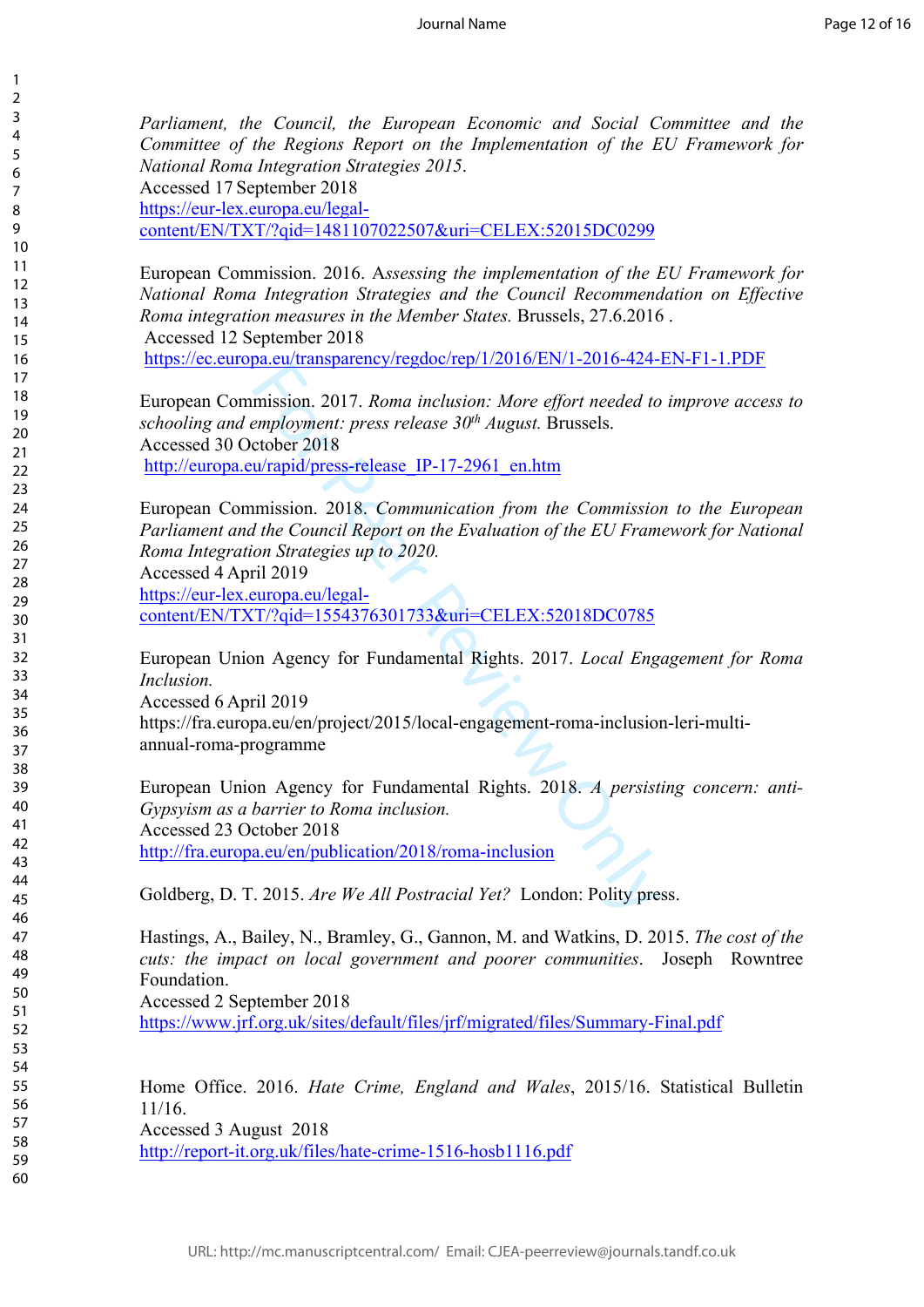*Parliament, the Council, the European Economic and Social Committee and the Committee of the Regions Report on the Implementation of the EU Framework for National Roma Integration Strategies 2015*.
Accessed 17 September 2018
https://eur-lex.europa.eu/legal-content/EN/TXT/?qid=1481107022507&uri=CELEX:52015DC0299

European Commission. 2016. A*ssessing the implementation of the EU Framework for National Roma Integration Strategies and the Council Recommendation on Effective Roma integration measures in the Member States.* Brussels, 27.6.2016 .
Accessed 12 September 2018
https://ec.europa.eu/transparency/regdoc/rep/1/2016/EN/1-2016-424-EN-F1-1.PDF

European Commission. 2017. *Roma inclusion: More effort needed to improve access to schooling and employment: press release 30th August.* Brussels.
Accessed 30 October 2018
http://europa.eu/rapid/press-release_IP-17-2961_en.htm

European Commission. 2018. *Communication from the Commission to the European Parliament and the Council Report on the Evaluation of the EU Framework for National Roma Integration Strategies up to 2020.*
Accessed 4 April 2019
https://eur-lex.europa.eu/legal-content/EN/TXT/?qid=1554376301733&uri=CELEX:52018DC0785

European Union Agency for Fundamental Rights. 2017. *Local Engagement for Roma Inclusion.*
Accessed 6 April 2019
https://fra.europa.eu/en/project/2015/local-engagement-roma-inclusion-leri-multi-annual-roma-programme

European Union Agency for Fundamental Rights. 2018. *A persisting concern: anti-Gypsyism as a barrier to Roma inclusion.*
Accessed 23 October 2018
http://fra.europa.eu/en/publication/2018/roma-inclusion

Goldberg, D. T. 2015. *Are We All Postracial Yet?* London: Polity press.

Hastings, A., Bailey, N., Bramley, G., Gannon, M. and Watkins, D. 2015. *The cost of the cuts: the impact on local government and poorer communities*. Joseph Rowntree Foundation.
Accessed 2 September 2018
https://www.jrf.org.uk/sites/default/files/jrf/migrated/files/Summary-Final.pdf

Home Office. 2016. *Hate Crime, England and Wales*, 2015/16. Statistical Bulletin 11/16.
Accessed 3 August 2018
http://report-it.org.uk/files/hate-crime-1516-hosb1116.pdf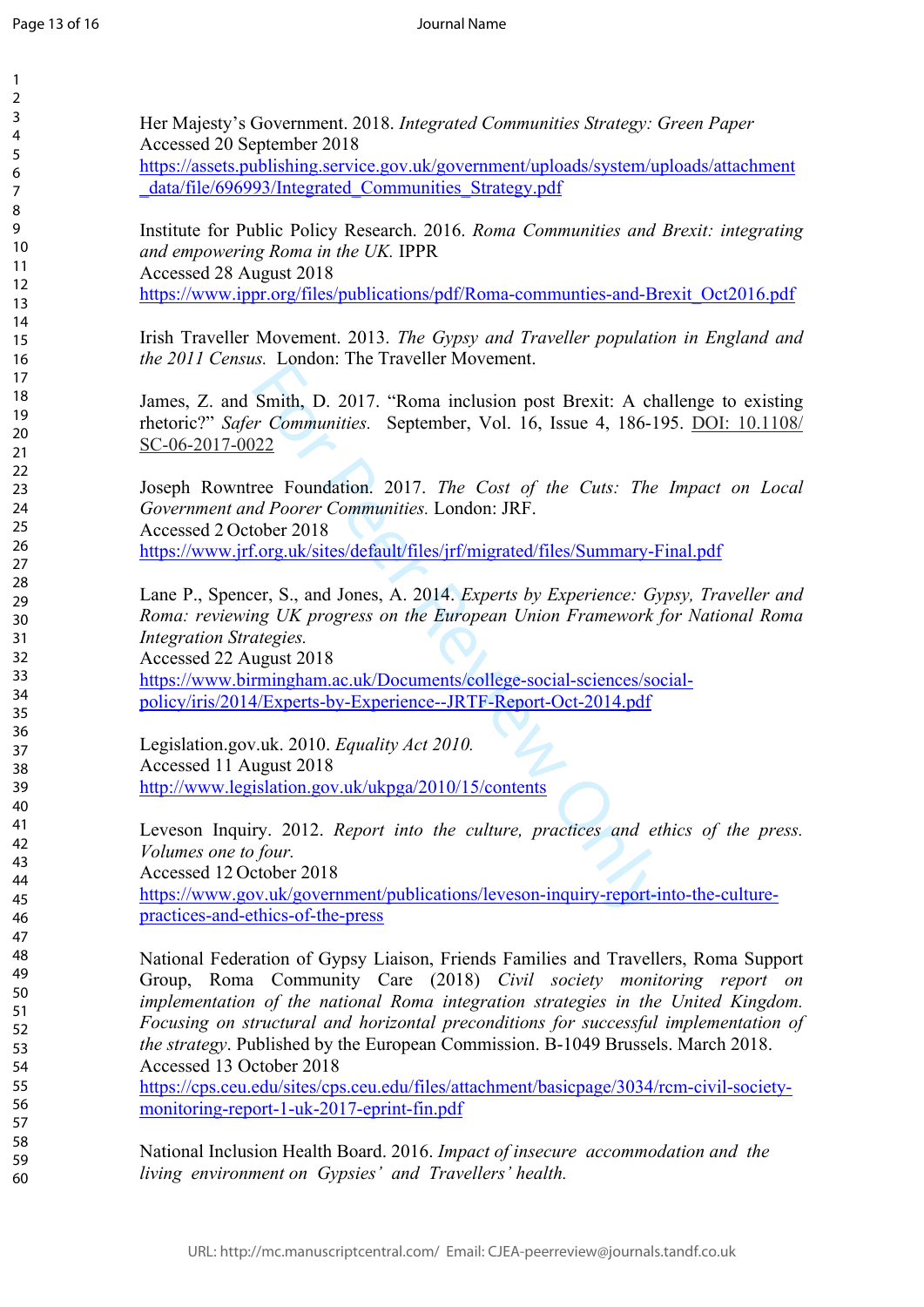Her Majesty's Government. 2018. *Integrated Communities Strategy: Green Paper* Accessed 20 September 2018
https://assets.publishing.service.gov.uk/government/uploads/system/uploads/attachment_data/file/696993/Integrated_Communities_Strategy.pdf

Institute for Public Policy Research. 2016. *Roma Communities and Brexit: integrating and empowering Roma in the UK.* IPPR
Accessed 28 August 2018
https://www.ippr.org/files/publications/pdf/Roma-communties-and-Brexit_Oct2016.pdf

Irish Traveller Movement. 2013. *The Gypsy and Traveller population in England and the 2011 Census.* London: The Traveller Movement.

James, Z. and Smith, D. 2017. "Roma inclusion post Brexit: A challenge to existing rhetoric?" *Safer Communities.* September, Vol. 16, Issue 4, 186-195. DOI: 10.1108/SC-06-2017-0022

Joseph Rowntree Foundation. 2017. *The Cost of the Cuts: The Impact on Local Government and Poorer Communities.* London: JRF.
Accessed 2 October 2018
https://www.jrf.org.uk/sites/default/files/jrf/migrated/files/Summary-Final.pdf

Lane P., Spencer, S., and Jones, A. 2014. *Experts by Experience: Gypsy, Traveller and Roma: reviewing UK progress on the European Union Framework for National Roma Integration Strategies.*
Accessed 22 August 2018
https://www.birmingham.ac.uk/Documents/college-social-sciences/social-policy/iris/2014/Experts-by-Experience--JRTF-Report-Oct-2014.pdf

Legislation.gov.uk. 2010. *Equality Act 2010.*
Accessed 11 August 2018
http://www.legislation.gov.uk/ukpga/2010/15/contents

Leveson Inquiry. 2012. *Report into the culture, practices and ethics of the press. Volumes one to four.*
Accessed 12 October 2018
https://www.gov.uk/government/publications/leveson-inquiry-report-into-the-culture-practices-and-ethics-of-the-press

National Federation of Gypsy Liaison, Friends Families and Travellers, Roma Support Group, Roma Community Care (2018) *Civil society monitoring report on implementation of the national Roma integration strategies in the United Kingdom. Focusing on structural and horizontal preconditions for successful implementation of the strategy*. Published by the European Commission. B-1049 Brussels. March 2018.
Accessed 13 October 2018
https://cps.ceu.edu/sites/cps.ceu.edu/files/attachment/basicpage/3034/rcm-civil-society-monitoring-report-1-uk-2017-eprint-fin.pdf

National Inclusion Health Board. 2016. *Impact of insecure accommodation and the living environment on Gypsies' and Travellers' health.*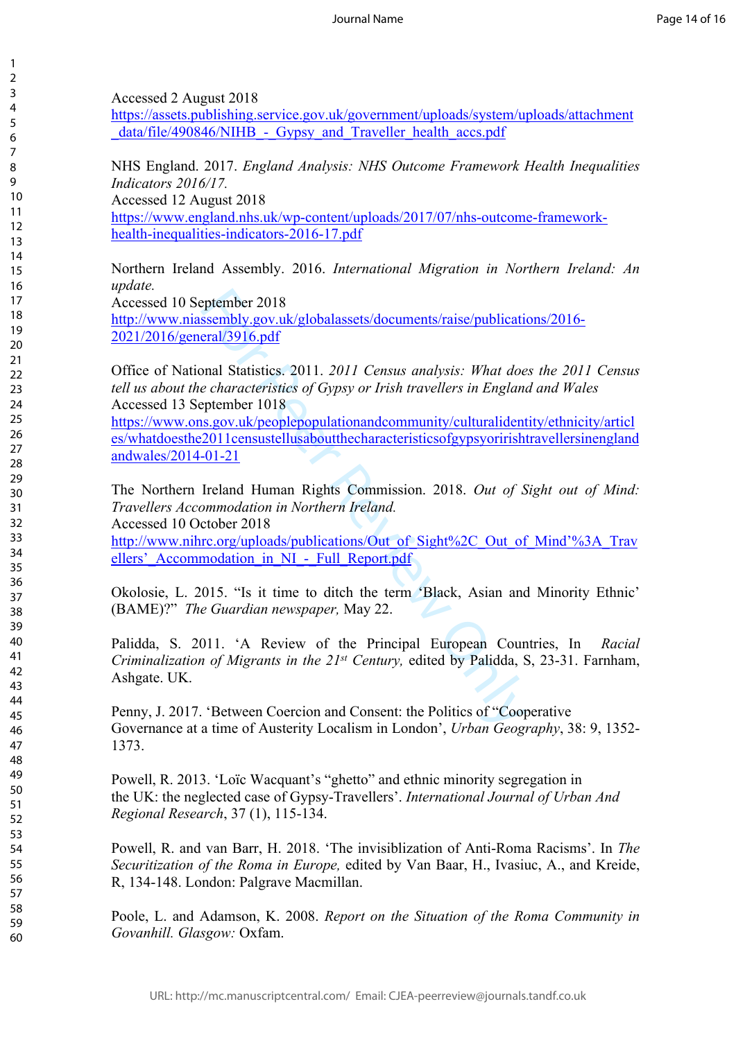Accessed 2 August 2018
https://assets.publishing.service.gov.uk/government/uploads/system/uploads/attachment_data/file/490846/NIHB_-_Gypsy_and_Traveller_health_accs.pdf

NHS England. 2017. *England Analysis: NHS Outcome Framework Health Inequalities Indicators 2016/17.*
Accessed 12 August 2018
https://www.england.nhs.uk/wp-content/uploads/2017/07/nhs-outcome-framework-health-inequalities-indicators-2016-17.pdf

Northern Ireland Assembly. 2016. *International Migration in Northern Ireland: An update.*
Accessed 10 September 2018
http://www.niassembly.gov.uk/globalassets/documents/raise/publications/2016-2021/2016/general/3916.pdf

Office of National Statistics. 2011. *2011 Census analysis: What does the 2011 Census tell us about the characteristics of Gypsy or Irish travellers in England and Wales*
Accessed 13 September 1018
https://www.ons.gov.uk/peoplepopulationandcommunity/culturalidentity/ethnicity/articles/whatdoesthe2011censustellusaboutthecharacteristicsofgypsyoririshtravellersinenglandandwales/2014-01-21

The Northern Ireland Human Rights Commission. 2018. *Out of Sight out of Mind: Travellers Accommodation in Northern Ireland.*
Accessed 10 October 2018
http://www.nihrc.org/uploads/publications/Out_of_Sight%2C_Out_of_Mind'%3A_Travellers'_Accommodation_in_NI_-_Full_Report.pdf

Okolosie, L. 2015. "Is it time to ditch the term 'Black, Asian and Minority Ethnic' (BAME)?" *The Guardian newspaper,* May 22.

Palidda, S. 2011. 'A Review of the Principal European Countries, In *Racial Criminalization of Migrants in the 21st Century,* edited by Palidda, S, 23-31. Farnham, Ashgate. UK.

Penny, J. 2017. 'Between Coercion and Consent: the Politics of "Cooperative Governance at a time of Austerity Localism in London', *Urban Geography*, 38: 9, 1352-1373.

Powell, R. 2013. 'Loïc Wacquant's "ghetto" and ethnic minority segregation in the UK: the neglected case of Gypsy-Travellers'. *International Journal of Urban And Regional Research*, 37 (1), 115-134.

Powell, R. and van Barr, H. 2018. 'The invisiblization of Anti-Roma Racisms'. In *The Securitization of the Roma in Europe,* edited by Van Baar, H., Ivasiuc, A., and Kreide, R, 134-148. London: Palgrave Macmillan.

Poole, L. and Adamson, K. 2008. *Report on the Situation of the Roma Community in Govanhill. Glasgow:* Oxfam.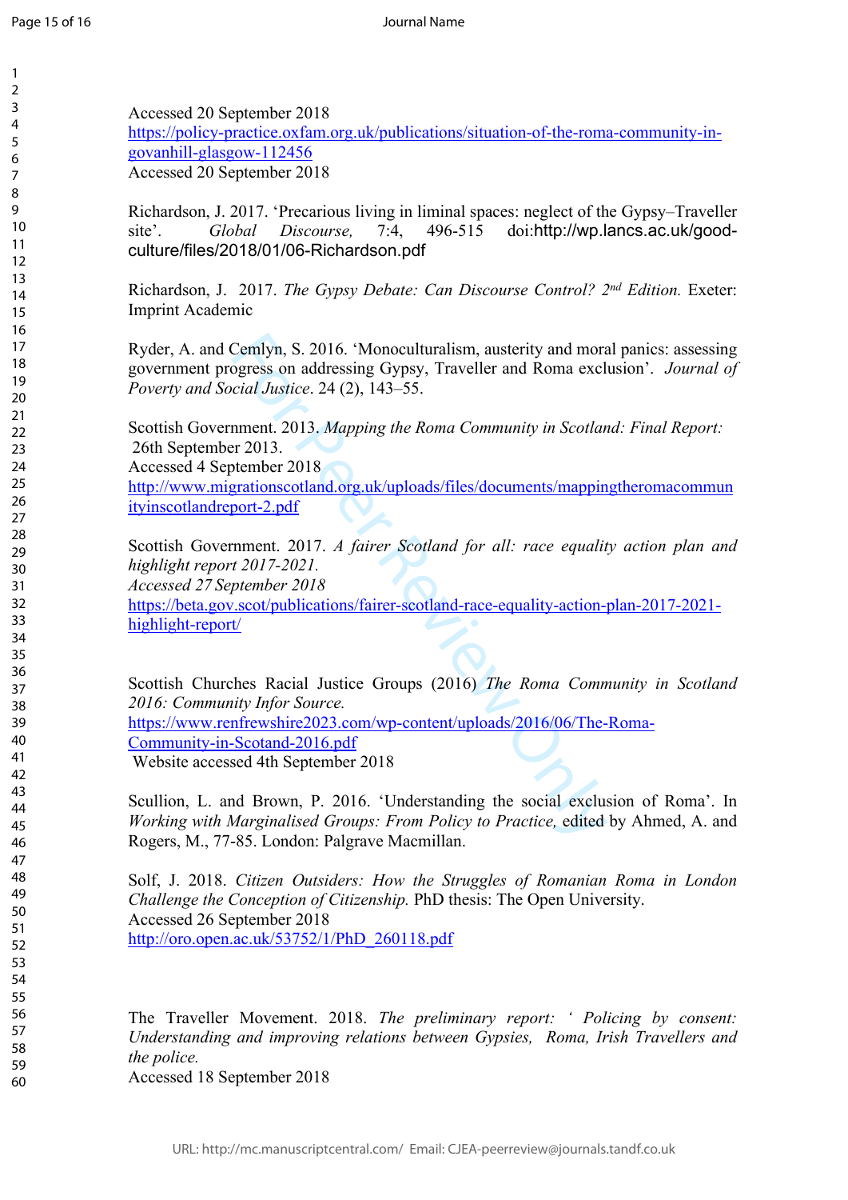Accessed 20 September 2018
https://policy-practice.oxfam.org.uk/publications/situation-of-the-roma-community-in-govanhill-glasgow-112456
Accessed 20 September 2018

Richardson, J. 2017. 'Precarious living in liminal spaces: neglect of the Gypsy–Traveller site'. *Global Discourse,* 7:4, 496-515 doi:http://wp.lancs.ac.uk/good-culture/files/2018/01/06-Richardson.pdf

Richardson, J. 2017. *The Gypsy Debate: Can Discourse Control? 2nd Edition.* Exeter: Imprint Academic

Ryder, A. and Cemlyn, S. 2016. 'Monoculturalism, austerity and moral panics: assessing government progress on addressing Gypsy, Traveller and Roma exclusion'. *Journal of Poverty and Social Justice*. 24 (2), 143–55.

Scottish Government. 2013. *Mapping the Roma Community in Scotland: Final Report:* 26th September 2013.
Accessed 4 September 2018
http://www.migrationscotland.org.uk/uploads/files/documents/mappingtheromacommunityinscotlandreport-2.pdf

Scottish Government. 2017. *A fairer Scotland for all: race equality action plan and highlight report 2017-2021.*
*Accessed 27 September 2018*
https://beta.gov.scot/publications/fairer-scotland-race-equality-action-plan-2017-2021-highlight-report/

Scottish Churches Racial Justice Groups (2016) *The Roma Community in Scotland 2016: Community Infor Source.*
https://www.renfrewshire2023.com/wp-content/uploads/2016/06/The-Roma-Community-in-Scotand-2016.pdf
Website accessed 4th September 2018

Scullion, L. and Brown, P. 2016. 'Understanding the social exclusion of Roma'. In *Working with Marginalised Groups: From Policy to Practice,* edited by Ahmed, A. and Rogers, M., 77-85. London: Palgrave Macmillan.

Solf, J. 2018. *Citizen Outsiders: How the Struggles of Romanian Roma in London Challenge the Conception of Citizenship.* PhD thesis: The Open University.
Accessed 26 September 2018
http://oro.open.ac.uk/53752/1/PhD_260118.pdf

The Traveller Movement. 2018. *The preliminary report: ' Policing by consent: Understanding and improving relations between Gypsies, Roma, Irish Travellers and the police.*
Accessed 18 September 2018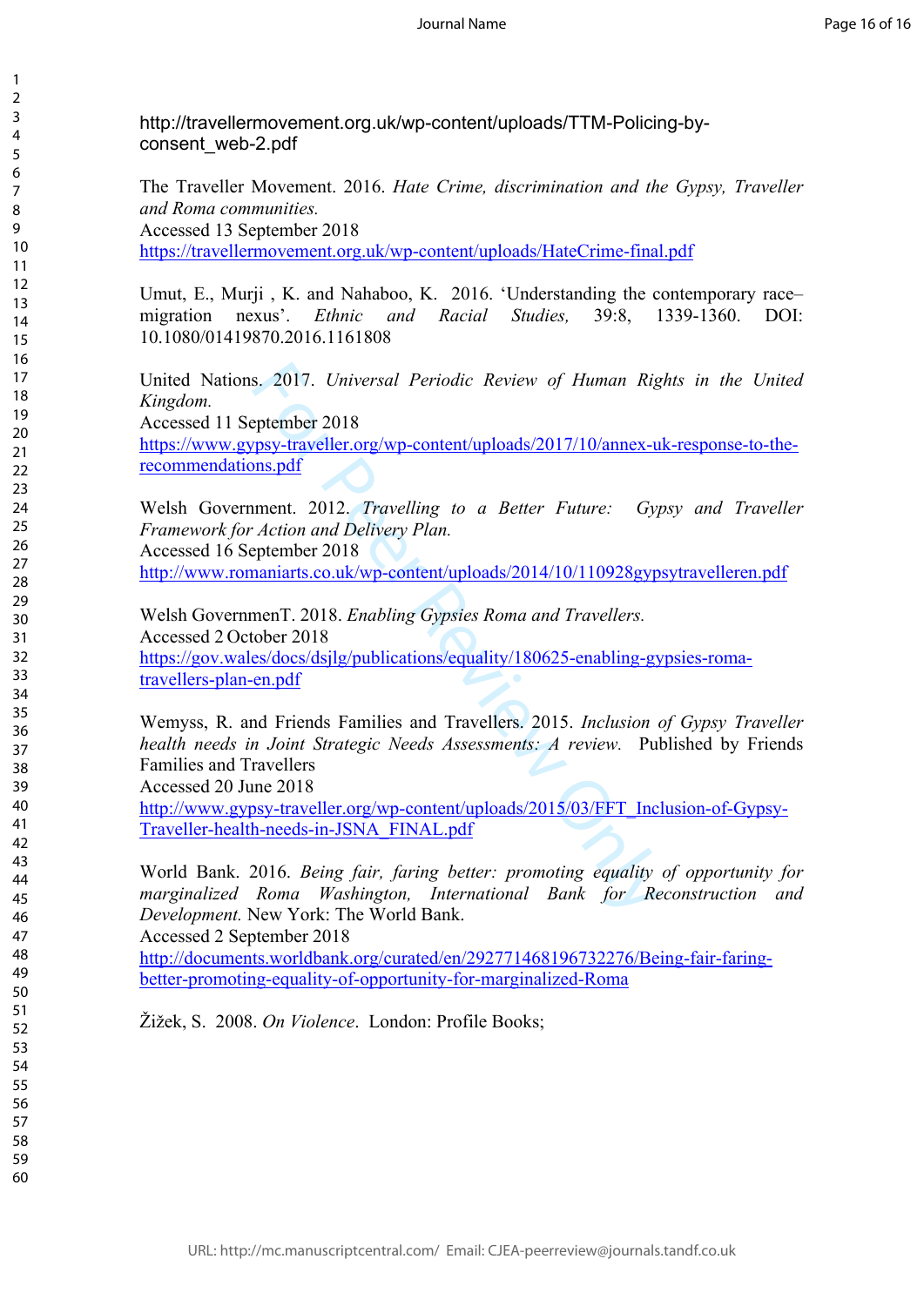http://travellermovement.org.uk/wp-content/uploads/TTM-Policing-by-consent_web-2.pdf

The Traveller Movement. 2016. *Hate Crime, discrimination and the Gypsy, Traveller and Roma communities.*
Accessed 13 September 2018
https://travellermovement.org.uk/wp-content/uploads/HateCrime-final.pdf

Umut, E., Murji , K. and Nahaboo, K. 2016. 'Understanding the contemporary race–migration nexus'. *Ethnic and Racial Studies,* 39:8, 1339-1360. DOI: 10.1080/01419870.2016.1161808

United Nations. 2017. *Universal Periodic Review of Human Rights in the United Kingdom.*
Accessed 11 September 2018
https://www.gypsy-traveller.org/wp-content/uploads/2017/10/annex-uk-response-to-the-recommendations.pdf

Welsh Government. 2012. *Travelling to a Better Future: Gypsy and Traveller Framework for Action and Delivery Plan.*
Accessed 16 September 2018
http://www.romaniarts.co.uk/wp-content/uploads/2014/10/110928gypsytravelleren.pdf

Welsh GovernmenT. 2018. *Enabling Gypsies Roma and Travellers.*
Accessed 2 October 2018
https://gov.wales/docs/dsjlg/publications/equality/180625-enabling-gypsies-roma-travellers-plan-en.pdf

Wemyss, R. and Friends Families and Travellers. 2015. *Inclusion of Gypsy Traveller health needs in Joint Strategic Needs Assessments: A review.* Published by Friends Families and Travellers
Accessed 20 June 2018
http://www.gypsy-traveller.org/wp-content/uploads/2015/03/FFT_Inclusion-of-Gypsy-Traveller-health-needs-in-JSNA_FINAL.pdf

World Bank. 2016. *Being fair, faring better: promoting equality of opportunity for marginalized Roma Washington, International Bank for Reconstruction and Development.* New York: The World Bank.
Accessed 2 September 2018
http://documents.worldbank.org/curated/en/292771468196732276/Being-fair-faring-better-promoting-equality-of-opportunity-for-marginalized-Roma

Žižek, S. 2008. *On Violence*. London: Profile Books;